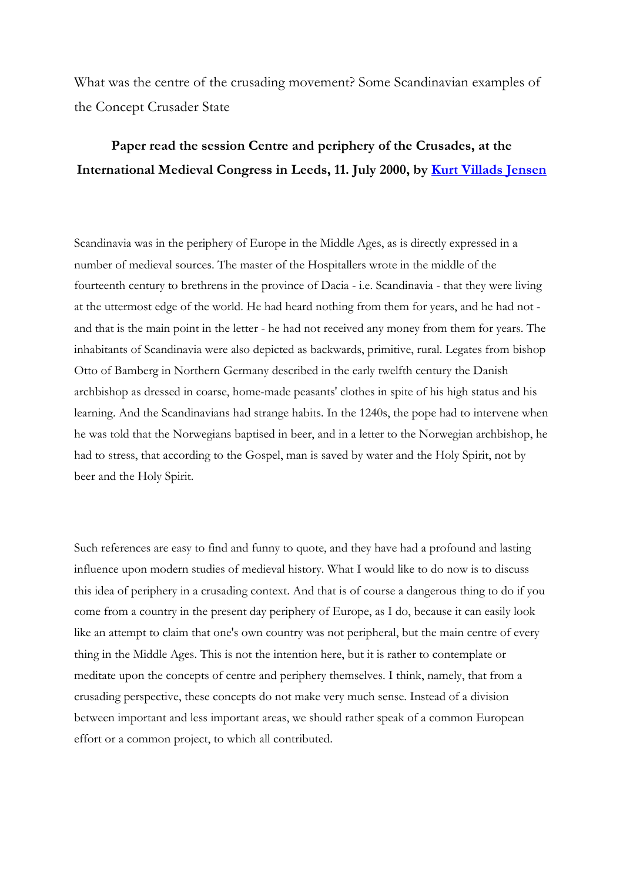# What was the centre of the crusading movement? Some Scandinavian examples of the Concept Crusader State

**Paper read the session Centre and periphery of the Crusades, at the International Medieval Congress in Leeds, 11. July 2000, by Kurt Villads Jensen**

Scandinavia was in the periphery of Europe in the Middle Ages, as is directly expressed in a number of medieval sources. The master of the Hospitallers wrote in the middle of the fourteenth century to brethrens in the province of Dacia - i.e. Scandinavia - that they were living at the uttermost edge of the world. He had heard nothing from them for years, and he had not - and that is the main point in the letter - he had not received any money from them for years. The inhabitants of Scandinavia were also depicted as backwards, primitive, rural. Legates from bishop Otto of Bamberg in Northern Germany described in the early twelfth century the Danish archbishop as dressed in coarse, home-made peasants' clothes in spite of his high status and his learning. And the Scandinavians had strange habits. In the 1240s, the pope had to intervene when he was told that the Norwegians baptised in beer, and in a letter to the Norwegian archbishop, he had to stress, that according to the Gospel, man is saved by water and the Holy Spirit, not by beer and the Holy Spirit.

Such references are easy to find and funny to quote, and they have had a profound and lasting influence upon modern studies of medieval history. What I would like to do now is to discuss this idea of periphery in a crusading context. And that is of course a dangerous thing to do if you come from a country in the present day periphery of Europe, as I do, because it can easily look like an attempt to claim that one's own country was not peripheral, but the main centre of every thing in the Middle Ages. This is not the intention here, but it is rather to contemplate or meditate upon the concepts of centre and periphery themselves. I think, namely, that from a crusading perspective, these concepts do not make very much sense. Instead of a division between important and less important areas, we should rather speak of a common European effort or a common project, to which all contributed.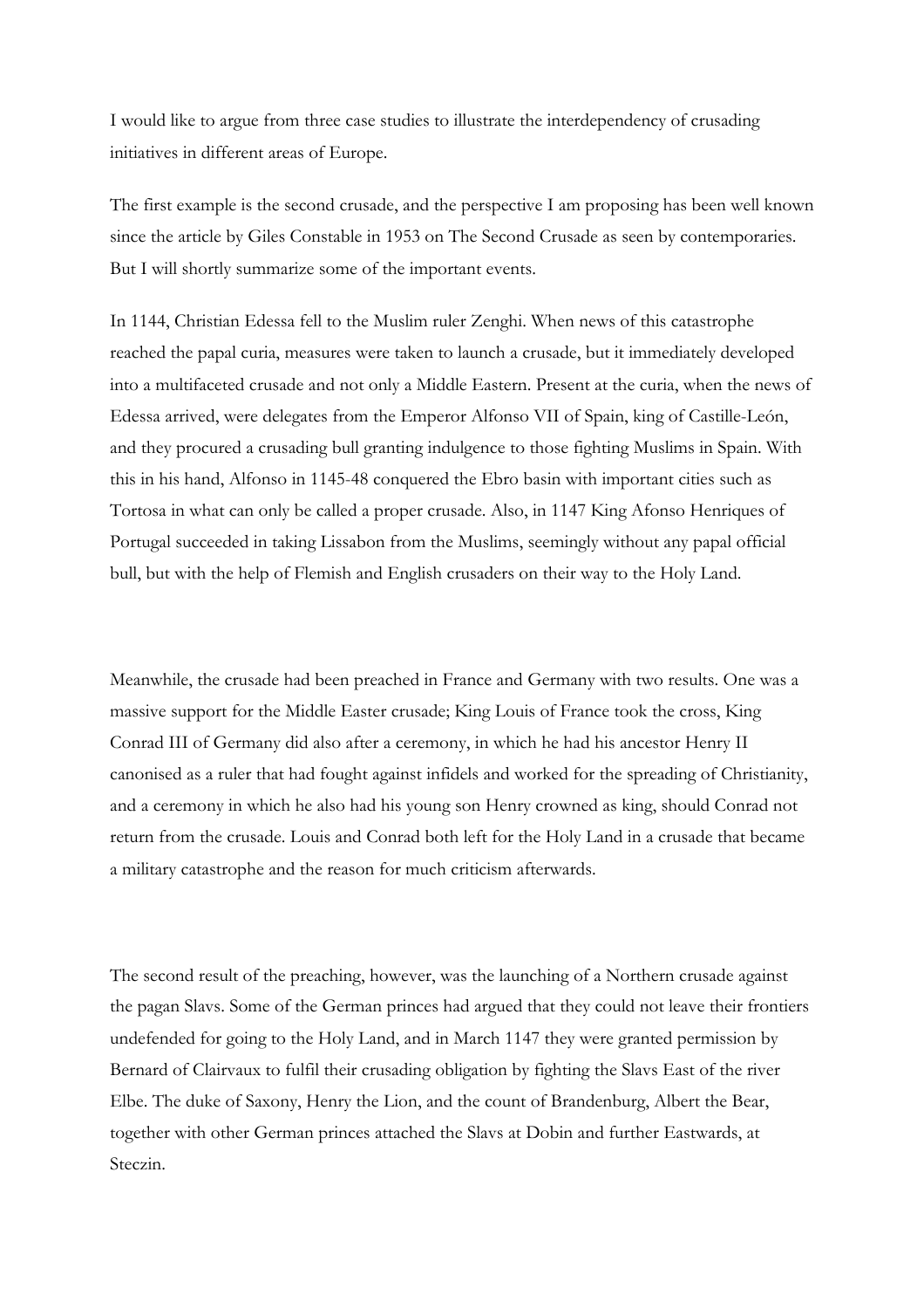I would like to argue from three case studies to illustrate the interdependency of crusading initiatives in different areas of Europe.

The first example is the second crusade, and the perspective I am proposing has been well known since the article by Giles Constable in 1953 on The Second Crusade as seen by contemporaries. But I will shortly summarize some of the important events.

In 1144, Christian Edessa fell to the Muslim ruler Zenghi. When news of this catastrophe reached the papal curia, measures were taken to launch a crusade, but it immediately developed into a multifaceted crusade and not only a Middle Eastern. Present at the curia, when the news of Edessa arrived, were delegates from the Emperor Alfonso VII of Spain, king of Castille-León, and they procured a crusading bull granting indulgence to those fighting Muslims in Spain. With this in his hand, Alfonso in 1145-48 conquered the Ebro basin with important cities such as Tortosa in what can only be called a proper crusade. Also, in 1147 King Afonso Henriques of Portugal succeeded in taking Lissabon from the Muslims, seemingly without any papal official bull, but with the help of Flemish and English crusaders on their way to the Holy Land.

Meanwhile, the crusade had been preached in France and Germany with two results. One was a massive support for the Middle Easter crusade; King Louis of France took the cross, King Conrad III of Germany did also after a ceremony, in which he had his ancestor Henry II canonised as a ruler that had fought against infidels and worked for the spreading of Christianity, and a ceremony in which he also had his young son Henry crowned as king, should Conrad not return from the crusade. Louis and Conrad both left for the Holy Land in a crusade that became a military catastrophe and the reason for much criticism afterwards.

The second result of the preaching, however, was the launching of a Northern crusade against the pagan Slavs. Some of the German princes had argued that they could not leave their frontiers undefended for going to the Holy Land, and in March 1147 they were granted permission by Bernard of Clairvaux to fulfil their crusading obligation by fighting the Slavs East of the river Elbe. The duke of Saxony, Henry the Lion, and the count of Brandenburg, Albert the Bear, together with other German princes attached the Slavs at Dobin and further Eastwards, at Steczin.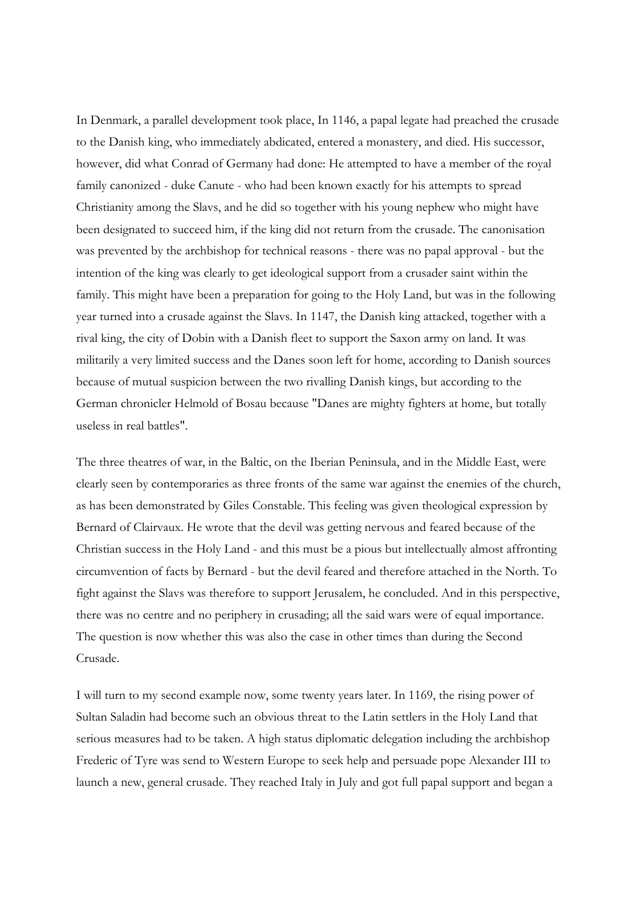In Denmark, a parallel development took place, In 1146, a papal legate had preached the crusade to the Danish king, who immediately abdicated, entered a monastery, and died. His successor, however, did what Conrad of Germany had done: He attempted to have a member of the royal family canonized - duke Canute - who had been known exactly for his attempts to spread Christianity among the Slavs, and he did so together with his young nephew who might have been designated to succeed him, if the king did not return from the crusade. The canonisation was prevented by the archbishop for technical reasons - there was no papal approval - but the intention of the king was clearly to get ideological support from a crusader saint within the family. This might have been a preparation for going to the Holy Land, but was in the following year turned into a crusade against the Slavs. In 1147, the Danish king attacked, together with a rival king, the city of Dobin with a Danish fleet to support the Saxon army on land. It was militarily a very limited success and the Danes soon left for home, according to Danish sources because of mutual suspicion between the two rivalling Danish kings, but according to the German chronicler Helmold of Bosau because "Danes are mighty fighters at home, but totally useless in real battles".

The three theatres of war, in the Baltic, on the Iberian Peninsula, and in the Middle East, were clearly seen by contemporaries as three fronts of the same war against the enemies of the church, as has been demonstrated by Giles Constable. This feeling was given theological expression by Bernard of Clairvaux. He wrote that the devil was getting nervous and feared because of the Christian success in the Holy Land - and this must be a pious but intellectually almost affronting circumvention of facts by Bernard - but the devil feared and therefore attached in the North. To fight against the Slavs was therefore to support Jerusalem, he concluded. And in this perspective, there was no centre and no periphery in crusading; all the said wars were of equal importance. The question is now whether this was also the case in other times than during the Second Crusade.

I will turn to my second example now, some twenty years later. In 1169, the rising power of Sultan Saladin had become such an obvious threat to the Latin settlers in the Holy Land that serious measures had to be taken. A high status diplomatic delegation including the archbishop Frederic of Tyre was send to Western Europe to seek help and persuade pope Alexander III to launch a new, general crusade. They reached Italy in July and got full papal support and began a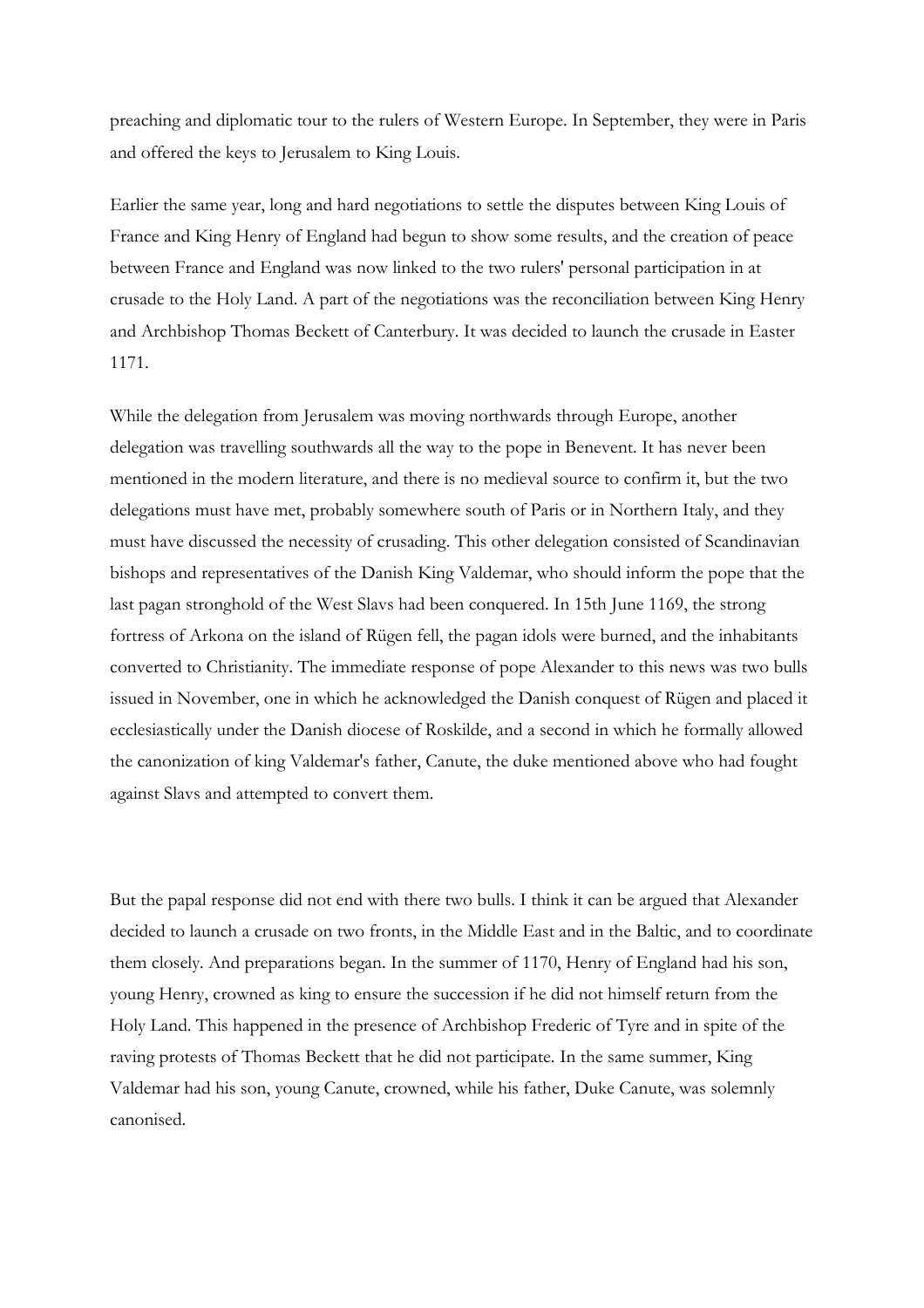preaching and diplomatic tour to the rulers of Western Europe. In September, they were in Paris and offered the keys to Jerusalem to King Louis.

Earlier the same year, long and hard negotiations to settle the disputes between King Louis of France and King Henry of England had begun to show some results, and the creation of peace between France and England was now linked to the two rulers' personal participation in at crusade to the Holy Land. A part of the negotiations was the reconciliation between King Henry and Archbishop Thomas Beckett of Canterbury. It was decided to launch the crusade in Easter 1171.

While the delegation from Jerusalem was moving northwards through Europe, another delegation was travelling southwards all the way to the pope in Benevent. It has never been mentioned in the modern literature, and there is no medieval source to confirm it, but the two delegations must have met, probably somewhere south of Paris or in Northern Italy, and they must have discussed the necessity of crusading. This other delegation consisted of Scandinavian bishops and representatives of the Danish King Valdemar, who should inform the pope that the last pagan stronghold of the West Slavs had been conquered. In 15th June 1169, the strong fortress of Arkona on the island of Rügen fell, the pagan idols were burned, and the inhabitants converted to Christianity. The immediate response of pope Alexander to this news was two bulls issued in November, one in which he acknowledged the Danish conquest of Rügen and placed it ecclesiastically under the Danish diocese of Roskilde, and a second in which he formally allowed the canonization of king Valdemar's father, Canute, the duke mentioned above who had fought against Slavs and attempted to convert them.

But the papal response did not end with there two bulls. I think it can be argued that Alexander decided to launch a crusade on two fronts, in the Middle East and in the Baltic, and to coordinate them closely. And preparations began. In the summer of 1170, Henry of England had his son, young Henry, crowned as king to ensure the succession if he did not himself return from the Holy Land. This happened in the presence of Archbishop Frederic of Tyre and in spite of the raving protests of Thomas Beckett that he did not participate. In the same summer, King Valdemar had his son, young Canute, crowned, while his father, Duke Canute, was solemnly canonised.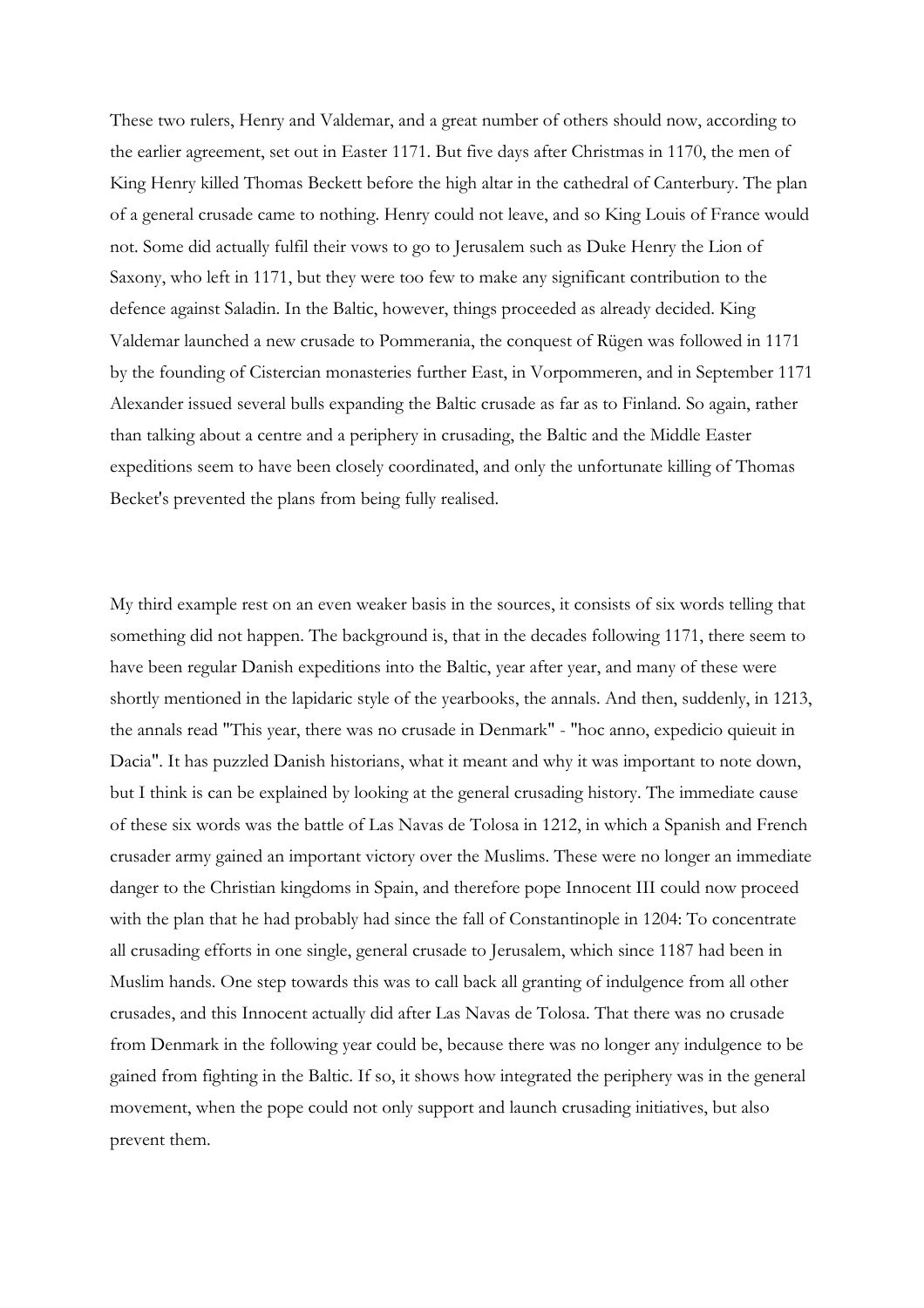These two rulers, Henry and Valdemar, and a great number of others should now, according to the earlier agreement, set out in Easter 1171. But five days after Christmas in 1170, the men of King Henry killed Thomas Beckett before the high altar in the cathedral of Canterbury. The plan of a general crusade came to nothing. Henry could not leave, and so King Louis of France would not. Some did actually fulfil their vows to go to Jerusalem such as Duke Henry the Lion of Saxony, who left in 1171, but they were too few to make any significant contribution to the defence against Saladin. In the Baltic, however, things proceeded as already decided. King Valdemar launched a new crusade to Pommerania, the conquest of Rügen was followed in 1171 by the founding of Cistercian monasteries further East, in Vorpommeren, and in September 1171 Alexander issued several bulls expanding the Baltic crusade as far as to Finland. So again, rather than talking about a centre and a periphery in crusading, the Baltic and the Middle Easter expeditions seem to have been closely coordinated, and only the unfortunate killing of Thomas Becket's prevented the plans from being fully realised.

My third example rest on an even weaker basis in the sources, it consists of six words telling that something did not happen. The background is, that in the decades following 1171, there seem to have been regular Danish expeditions into the Baltic, year after year, and many of these were shortly mentioned in the lapidaric style of the yearbooks, the annals. And then, suddenly, in 1213, the annals read "This year, there was no crusade in Denmark" - "hoc anno, expedicio quieuit in Dacia". It has puzzled Danish historians, what it meant and why it was important to note down, but I think is can be explained by looking at the general crusading history. The immediate cause of these six words was the battle of Las Navas de Tolosa in 1212, in which a Spanish and French crusader army gained an important victory over the Muslims. These were no longer an immediate danger to the Christian kingdoms in Spain, and therefore pope Innocent III could now proceed with the plan that he had probably had since the fall of Constantinople in 1204: To concentrate all crusading efforts in one single, general crusade to Jerusalem, which since 1187 had been in Muslim hands. One step towards this was to call back all granting of indulgence from all other crusades, and this Innocent actually did after Las Navas de Tolosa. That there was no crusade from Denmark in the following year could be, because there was no longer any indulgence to be gained from fighting in the Baltic. If so, it shows how integrated the periphery was in the general movement, when the pope could not only support and launch crusading initiatives, but also prevent them.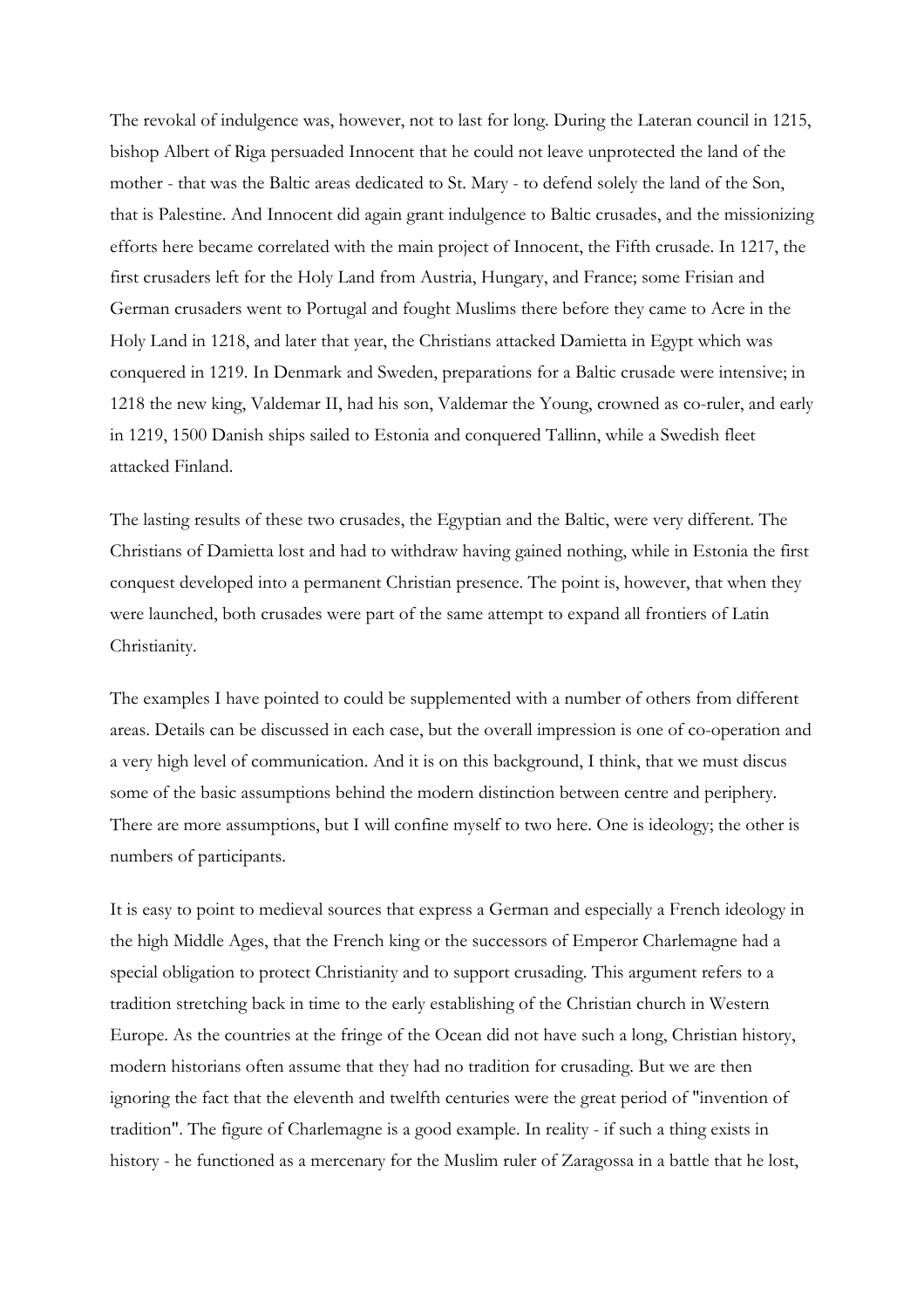The revokal of indulgence was, however, not to last for long. During the Lateran council in 1215, bishop Albert of Riga persuaded Innocent that he could not leave unprotected the land of the mother - that was the Baltic areas dedicated to St. Mary - to defend solely the land of the Son, that is Palestine. And Innocent did again grant indulgence to Baltic crusades, and the missionizing efforts here became correlated with the main project of Innocent, the Fifth crusade. In 1217, the first crusaders left for the Holy Land from Austria, Hungary, and France; some Frisian and German crusaders went to Portugal and fought Muslims there before they came to Acre in the Holy Land in 1218, and later that year, the Christians attacked Damietta in Egypt which was conquered in 1219. In Denmark and Sweden, preparations for a Baltic crusade were intensive; in 1218 the new king, Valdemar II, had his son, Valdemar the Young, crowned as co-ruler, and early in 1219, 1500 Danish ships sailed to Estonia and conquered Tallinn, while a Swedish fleet attacked Finland.

The lasting results of these two crusades, the Egyptian and the Baltic, were very different. The Christians of Damietta lost and had to withdraw having gained nothing, while in Estonia the first conquest developed into a permanent Christian presence. The point is, however, that when they were launched, both crusades were part of the same attempt to expand all frontiers of Latin Christianity.

The examples I have pointed to could be supplemented with a number of others from different areas. Details can be discussed in each case, but the overall impression is one of co-operation and a very high level of communication. And it is on this background, I think, that we must discus some of the basic assumptions behind the modern distinction between centre and periphery. There are more assumptions, but I will confine myself to two here. One is ideology; the other is numbers of participants.

It is easy to point to medieval sources that express a German and especially a French ideology in the high Middle Ages, that the French king or the successors of Emperor Charlemagne had a special obligation to protect Christianity and to support crusading. This argument refers to a tradition stretching back in time to the early establishing of the Christian church in Western Europe. As the countries at the fringe of the Ocean did not have such a long, Christian history, modern historians often assume that they had no tradition for crusading. But we are then ignoring the fact that the eleventh and twelfth centuries were the great period of "invention of tradition". The figure of Charlemagne is a good example. In reality - if such a thing exists in history - he functioned as a mercenary for the Muslim ruler of Zaragossa in a battle that he lost,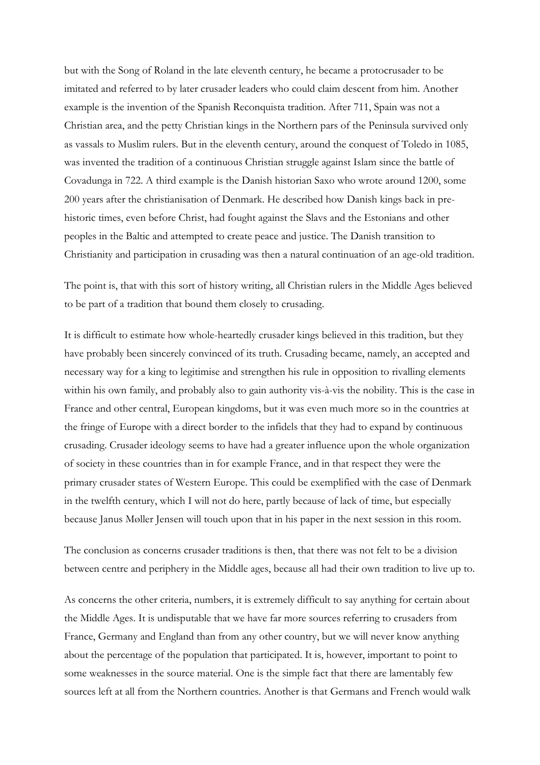but with the Song of Roland in the late eleventh century, he became a protocrusader to be imitated and referred to by later crusader leaders who could claim descent from him. Another example is the invention of the Spanish Reconquista tradition. After 711, Spain was not a Christian area, and the petty Christian kings in the Northern pars of the Peninsula survived only as vassals to Muslim rulers. But in the eleventh century, around the conquest of Toledo in 1085, was invented the tradition of a continuous Christian struggle against Islam since the battle of Covadunga in 722. A third example is the Danish historian Saxo who wrote around 1200, some 200 years after the christianisation of Denmark. He described how Danish kings back in pre-historic times, even before Christ, had fought against the Slavs and the Estonians and other peoples in the Baltic and attempted to create peace and justice. The Danish transition to Christianity and participation in crusading was then a natural continuation of an age-old tradition.

The point is, that with this sort of history writing, all Christian rulers in the Middle Ages believed to be part of a tradition that bound them closely to crusading.

It is difficult to estimate how whole-heartedly crusader kings believed in this tradition, but they have probably been sincerely convinced of its truth. Crusading became, namely, an accepted and necessary way for a king to legitimise and strengthen his rule in opposition to rivalling elements within his own family, and probably also to gain authority vis-à-vis the nobility. This is the case in France and other central, European kingdoms, but it was even much more so in the countries at the fringe of Europe with a direct border to the infidels that they had to expand by continuous crusading. Crusader ideology seems to have had a greater influence upon the whole organization of society in these countries than in for example France, and in that respect they were the primary crusader states of Western Europe. This could be exemplified with the case of Denmark in the twelfth century, which I will not do here, partly because of lack of time, but especially because Janus Møller Jensen will touch upon that in his paper in the next session in this room.

The conclusion as concerns crusader traditions is then, that there was not felt to be a division between centre and periphery in the Middle ages, because all had their own tradition to live up to.

As concerns the other criteria, numbers, it is extremely difficult to say anything for certain about the Middle Ages. It is undisputable that we have far more sources referring to crusaders from France, Germany and England than from any other country, but we will never know anything about the percentage of the population that participated. It is, however, important to point to some weaknesses in the source material. One is the simple fact that there are lamentably few sources left at all from the Northern countries. Another is that Germans and French would walk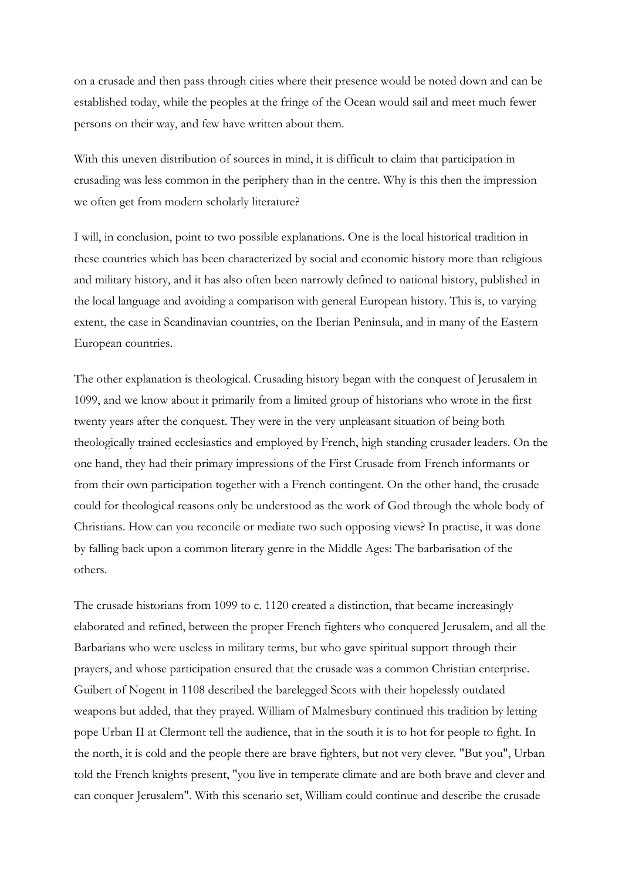on a crusade and then pass through cities where their presence would be noted down and can be established today, while the peoples at the fringe of the Ocean would sail and meet much fewer persons on their way, and few have written about them.

With this uneven distribution of sources in mind, it is difficult to claim that participation in crusading was less common in the periphery than in the centre. Why is this then the impression we often get from modern scholarly literature?

I will, in conclusion, point to two possible explanations. One is the local historical tradition in these countries which has been characterized by social and economic history more than religious and military history, and it has also often been narrowly defined to national history, published in the local language and avoiding a comparison with general European history. This is, to varying extent, the case in Scandinavian countries, on the Iberian Peninsula, and in many of the Eastern European countries.

The other explanation is theological. Crusading history began with the conquest of Jerusalem in 1099, and we know about it primarily from a limited group of historians who wrote in the first twenty years after the conquest. They were in the very unpleasant situation of being both theologically trained ecclesiastics and employed by French, high standing crusader leaders. On the one hand, they had their primary impressions of the First Crusade from French informants or from their own participation together with a French contingent. On the other hand, the crusade could for theological reasons only be understood as the work of God through the whole body of Christians. How can you reconcile or mediate two such opposing views? In practise, it was done by falling back upon a common literary genre in the Middle Ages: The barbarisation of the others.

The crusade historians from 1099 to c. 1120 created a distinction, that became increasingly elaborated and refined, between the proper French fighters who conquered Jerusalem, and all the Barbarians who were useless in military terms, but who gave spiritual support through their prayers, and whose participation ensured that the crusade was a common Christian enterprise. Guibert of Nogent in 1108 described the barelegged Scots with their hopelessly outdated weapons but added, that they prayed. William of Malmesbury continued this tradition by letting pope Urban II at Clermont tell the audience, that in the south it is to hot for people to fight. In the north, it is cold and the people there are brave fighters, but not very clever. "But you", Urban told the French knights present, "you live in temperate climate and are both brave and clever and can conquer Jerusalem". With this scenario set, William could continue and describe the crusade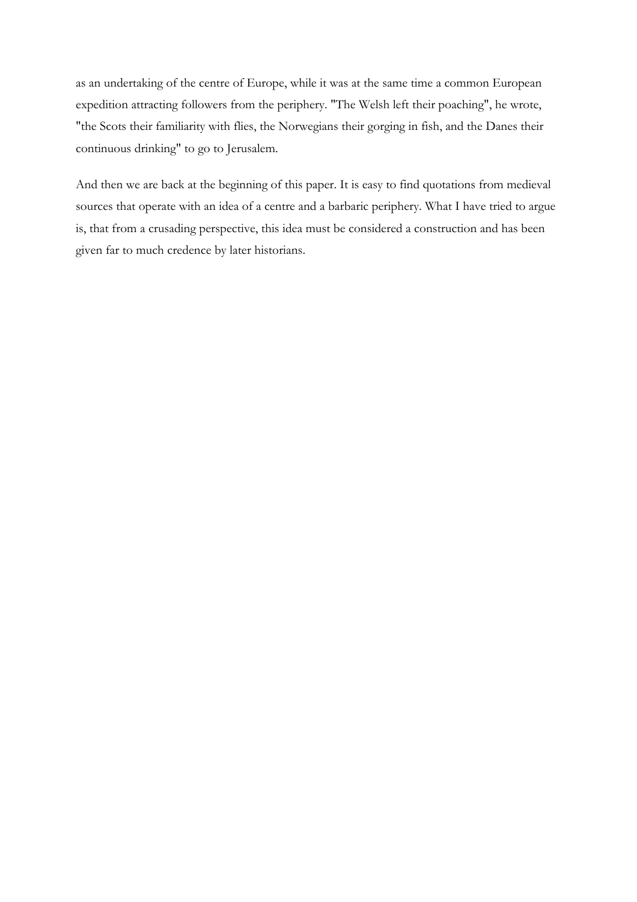as an undertaking of the centre of Europe, while it was at the same time a common European expedition attracting followers from the periphery. "The Welsh left their poaching", he wrote, "the Scots their familiarity with flies, the Norwegians their gorging in fish, and the Danes their continuous drinking" to go to Jerusalem.

And then we are back at the beginning of this paper. It is easy to find quotations from medieval sources that operate with an idea of a centre and a barbaric periphery. What I have tried to argue is, that from a crusading perspective, this idea must be considered a construction and has been given far to much credence by later historians.